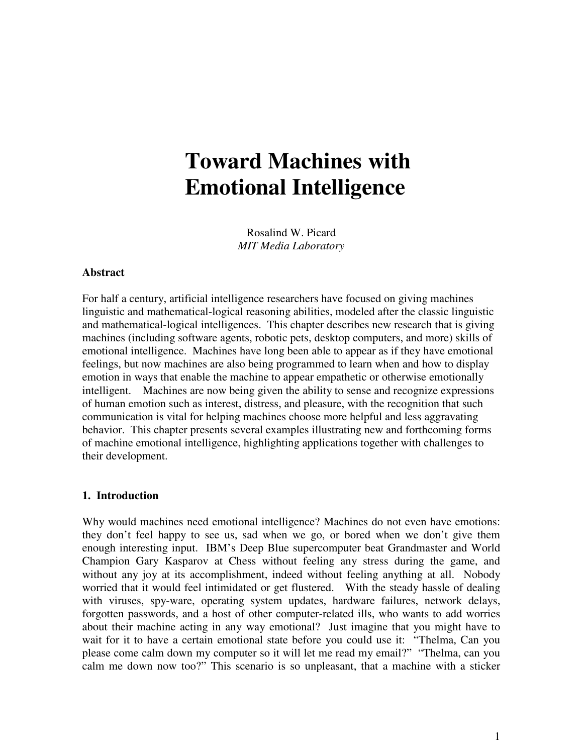# Toward Machines with Emotional Intelligence

Rosalind W. Picard
*MIT Media Laboratory*

**Abstract**

For half a century, artificial intelligence researchers have focused on giving machines linguistic and mathematical-logical reasoning abilities, modeled after the classic linguistic and mathematical-logical intelligences. This chapter describes new research that is giving machines (including software agents, robotic pets, desktop computers, and more) skills of emotional intelligence. Machines have long been able to appear as if they have emotional feelings, but now machines are also being programmed to learn when and how to display emotion in ways that enable the machine to appear empathetic or otherwise emotionally intelligent. Machines are now being given the ability to sense and recognize expressions of human emotion such as interest, distress, and pleasure, with the recognition that such communication is vital for helping machines choose more helpful and less aggravating behavior. This chapter presents several examples illustrating new and forthcoming forms of machine emotional intelligence, highlighting applications together with challenges to their development.

## 1. Introduction

Why would machines need emotional intelligence? Machines do not even have emotions: they don't feel happy to see us, sad when we go, or bored when we don't give them enough interesting input. IBM's Deep Blue supercomputer beat Grandmaster and World Champion Gary Kasparov at Chess without feeling any stress during the game, and without any joy at its accomplishment, indeed without feeling anything at all. Nobody worried that it would feel intimidated or get flustered. With the steady hassle of dealing with viruses, spy-ware, operating system updates, hardware failures, network delays, forgotten passwords, and a host of other computer-related ills, who wants to add worries about their machine acting in any way emotional? Just imagine that you might have to wait for it to have a certain emotional state before you could use it: "Thelma, Can you please come calm down my computer so it will let me read my email?" "Thelma, can you calm me down now too?" This scenario is so unpleasant, that a machine with a sticker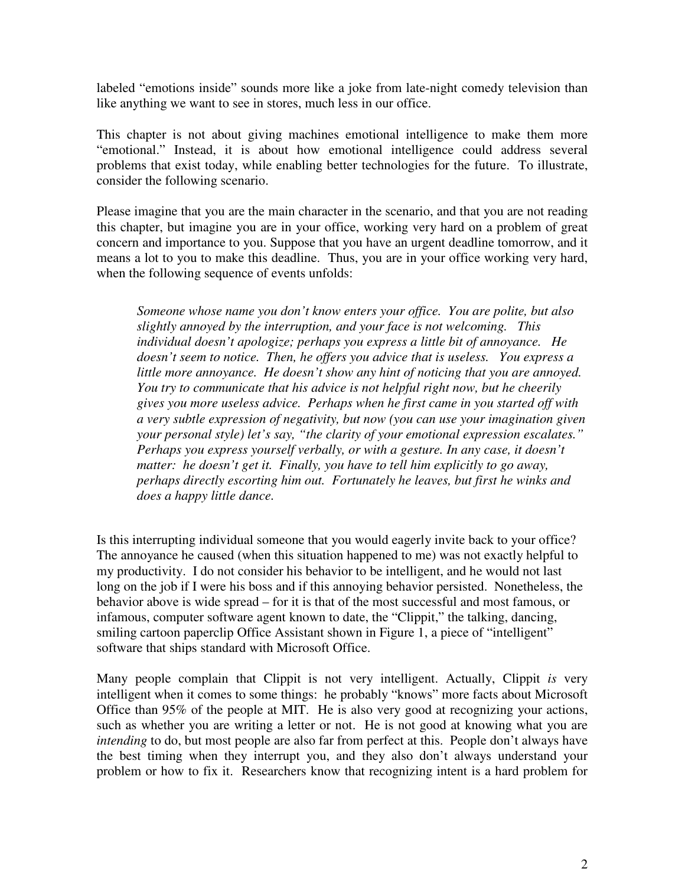labeled "emotions inside" sounds more like a joke from late-night comedy television than like anything we want to see in stores, much less in our office.

This chapter is not about giving machines emotional intelligence to make them more "emotional." Instead, it is about how emotional intelligence could address several problems that exist today, while enabling better technologies for the future. To illustrate, consider the following scenario.

Please imagine that you are the main character in the scenario, and that you are not reading this chapter, but imagine you are in your office, working very hard on a problem of great concern and importance to you. Suppose that you have an urgent deadline tomorrow, and it means a lot to you to make this deadline. Thus, you are in your office working very hard, when the following sequence of events unfolds:

> *Someone whose name you don't know enters your office. You are polite, but also slightly annoyed by the interruption, and your face is not welcoming. This individual doesn't apologize; perhaps you express a little bit of annoyance. He doesn't seem to notice. Then, he offers you advice that is useless. You express a little more annoyance. He doesn't show any hint of noticing that you are annoyed. You try to communicate that his advice is not helpful right now, but he cheerily gives you more useless advice. Perhaps when he first came in you started off with a very subtle expression of negativity, but now (you can use your imagination given your personal style) let's say, "the clarity of your emotional expression escalates." Perhaps you express yourself verbally, or with a gesture. In any case, it doesn't matter: he doesn't get it. Finally, you have to tell him explicitly to go away, perhaps directly escorting him out. Fortunately he leaves, but first he winks and does a happy little dance.*

Is this interrupting individual someone that you would eagerly invite back to your office? The annoyance he caused (when this situation happened to me) was not exactly helpful to my productivity. I do not consider his behavior to be intelligent, and he would not last long on the job if I were his boss and if this annoying behavior persisted. Nonetheless, the behavior above is wide spread – for it is that of the most successful and most famous, or infamous, computer software agent known to date, the "Clippit," the talking, dancing, smiling cartoon paperclip Office Assistant shown in Figure 1, a piece of "intelligent" software that ships standard with Microsoft Office.

Many people complain that Clippit is not very intelligent. Actually, Clippit *is* very intelligent when it comes to some things: he probably "knows" more facts about Microsoft Office than 95% of the people at MIT. He is also very good at recognizing your actions, such as whether you are writing a letter or not. He is not good at knowing what you are *intending* to do, but most people are also far from perfect at this. People don't always have the best timing when they interrupt you, and they also don't always understand your problem or how to fix it. Researchers know that recognizing intent is a hard problem for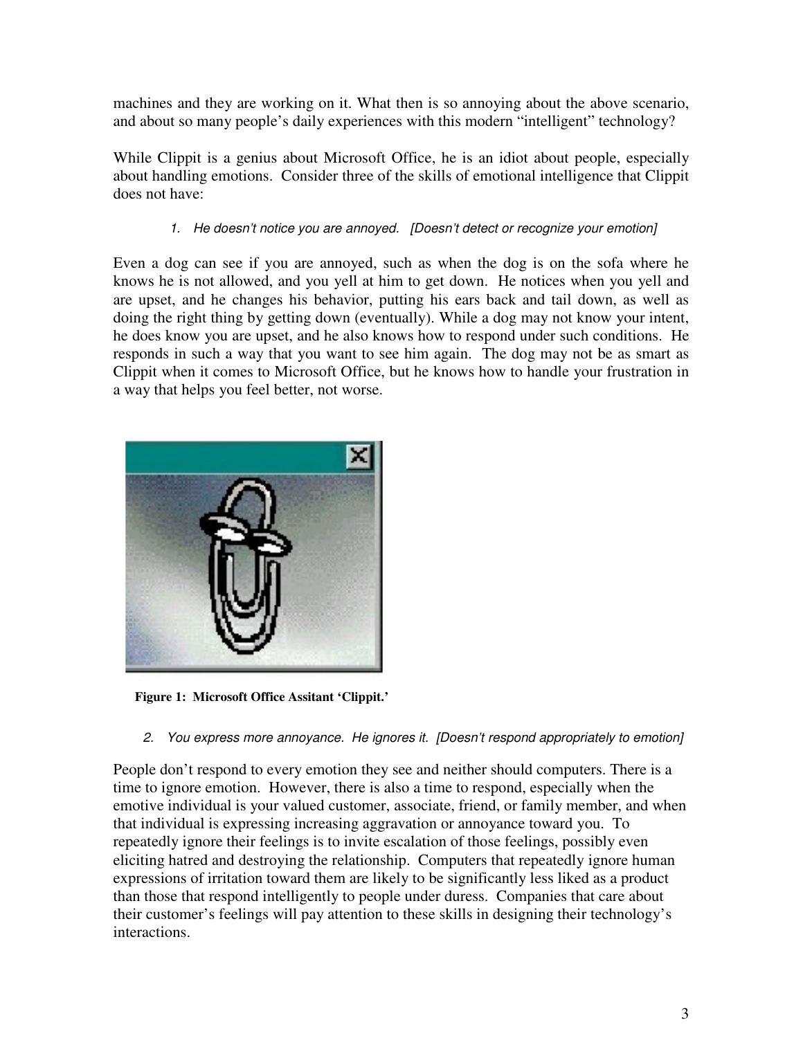machines and they are working on it. What then is so annoying about the above scenario, and about so many people's daily experiences with this modern "intelligent" technology?

While Clippit is a genius about Microsoft Office, he is an idiot about people, especially about handling emotions. Consider three of the skills of emotional intelligence that Clippit does not have:

1. *He doesn't notice you are annoyed. [Doesn't detect or recognize your emotion]*

Even a dog can see if you are annoyed, such as when the dog is on the sofa where he knows he is not allowed, and you yell at him to get down. He notices when you yell and are upset, and he changes his behavior, putting his ears back and tail down, as well as doing the right thing by getting down (eventually). While a dog may not know your intent, he does know you are upset, and he also knows how to respond under such conditions. He responds in such a way that you want to see him again. The dog may not be as smart as Clippit when it comes to Microsoft Office, but he knows how to handle your frustration in a way that helps you feel better, not worse.

**Figure 1: Microsoft Office Assitant 'Clippit.'**

2. *You express more annoyance. He ignores it. [Doesn't respond appropriately to emotion]*

People don't respond to every emotion they see and neither should computers. There is a time to ignore emotion. However, there is also a time to respond, especially when the emotive individual is your valued customer, associate, friend, or family member, and when that individual is expressing increasing aggravation or annoyance toward you. To repeatedly ignore their feelings is to invite escalation of those feelings, possibly even eliciting hatred and destroying the relationship. Computers that repeatedly ignore human expressions of irritation toward them are likely to be significantly less liked as a product than those that respond intelligently to people under duress. Companies that care about their customer's feelings will pay attention to these skills in designing their technology's interactions.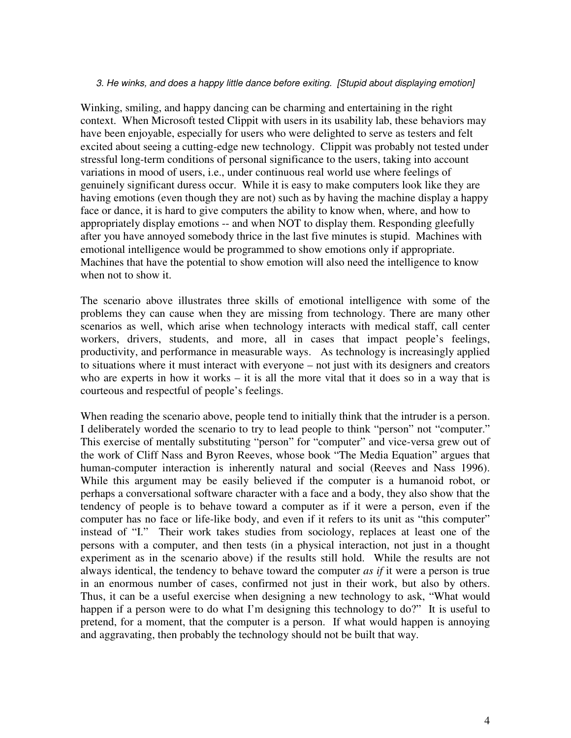*3. He winks, and does a happy little dance before exiting. [Stupid about displaying emotion]*

Winking, smiling, and happy dancing can be charming and entertaining in the right context. When Microsoft tested Clippit with users in its usability lab, these behaviors may have been enjoyable, especially for users who were delighted to serve as testers and felt excited about seeing a cutting-edge new technology. Clippit was probably not tested under stressful long-term conditions of personal significance to the users, taking into account variations in mood of users, i.e., under continuous real world use where feelings of genuinely significant duress occur. While it is easy to make computers look like they are having emotions (even though they are not) such as by having the machine display a happy face or dance, it is hard to give computers the ability to know when, where, and how to appropriately display emotions -- and when NOT to display them. Responding gleefully after you have annoyed somebody thrice in the last five minutes is stupid. Machines with emotional intelligence would be programmed to show emotions only if appropriate. Machines that have the potential to show emotion will also need the intelligence to know when not to show it.

The scenario above illustrates three skills of emotional intelligence with some of the problems they can cause when they are missing from technology. There are many other scenarios as well, which arise when technology interacts with medical staff, call center workers, drivers, students, and more, all in cases that impact people's feelings, productivity, and performance in measurable ways. As technology is increasingly applied to situations where it must interact with everyone – not just with its designers and creators who are experts in how it works – it is all the more vital that it does so in a way that is courteous and respectful of people's feelings.

When reading the scenario above, people tend to initially think that the intruder is a person. I deliberately worded the scenario to try to lead people to think "person" not "computer." This exercise of mentally substituting "person" for "computer" and vice-versa grew out of the work of Cliff Nass and Byron Reeves, whose book "The Media Equation" argues that human-computer interaction is inherently natural and social (Reeves and Nass 1996). While this argument may be easily believed if the computer is a humanoid robot, or perhaps a conversational software character with a face and a body, they also show that the tendency of people is to behave toward a computer as if it were a person, even if the computer has no face or life-like body, and even if it refers to its unit as "this computer" instead of "I." Their work takes studies from sociology, replaces at least one of the persons with a computer, and then tests (in a physical interaction, not just in a thought experiment as in the scenario above) if the results still hold. While the results are not always identical, the tendency to behave toward the computer *as if* it were a person is true in an enormous number of cases, confirmed not just in their work, but also by others. Thus, it can be a useful exercise when designing a new technology to ask, "What would happen if a person were to do what I'm designing this technology to do?" It is useful to pretend, for a moment, that the computer is a person. If what would happen is annoying and aggravating, then probably the technology should not be built that way.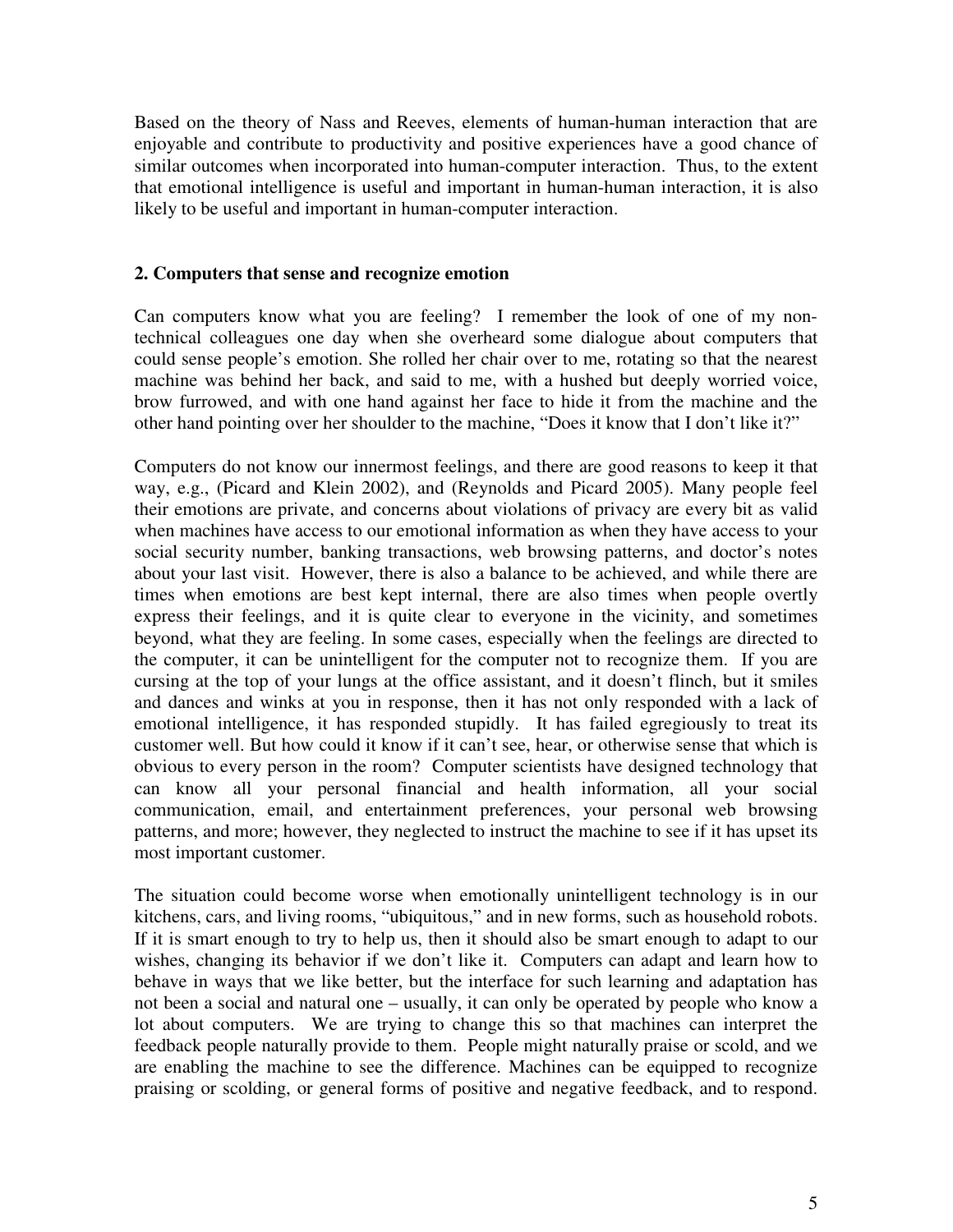Based on the theory of Nass and Reeves, elements of human-human interaction that are enjoyable and contribute to productivity and positive experiences have a good chance of similar outcomes when incorporated into human-computer interaction. Thus, to the extent that emotional intelligence is useful and important in human-human interaction, it is also likely to be useful and important in human-computer interaction.

## 2. Computers that sense and recognize emotion

Can computers know what you are feeling? I remember the look of one of my non-technical colleagues one day when she overheard some dialogue about computers that could sense people's emotion. She rolled her chair over to me, rotating so that the nearest machine was behind her back, and said to me, with a hushed but deeply worried voice, brow furrowed, and with one hand against her face to hide it from the machine and the other hand pointing over her shoulder to the machine, "Does it know that I don't like it?"

Computers do not know our innermost feelings, and there are good reasons to keep it that way, e.g., (Picard and Klein 2002), and (Reynolds and Picard 2005). Many people feel their emotions are private, and concerns about violations of privacy are every bit as valid when machines have access to our emotional information as when they have access to your social security number, banking transactions, web browsing patterns, and doctor's notes about your last visit. However, there is also a balance to be achieved, and while there are times when emotions are best kept internal, there are also times when people overtly express their feelings, and it is quite clear to everyone in the vicinity, and sometimes beyond, what they are feeling. In some cases, especially when the feelings are directed to the computer, it can be unintelligent for the computer not to recognize them. If you are cursing at the top of your lungs at the office assistant, and it doesn't flinch, but it smiles and dances and winks at you in response, then it has not only responded with a lack of emotional intelligence, it has responded stupidly. It has failed egregiously to treat its customer well. But how could it know if it can't see, hear, or otherwise sense that which is obvious to every person in the room? Computer scientists have designed technology that can know all your personal financial and health information, all your social communication, email, and entertainment preferences, your personal web browsing patterns, and more; however, they neglected to instruct the machine to see if it has upset its most important customer.

The situation could become worse when emotionally unintelligent technology is in our kitchens, cars, and living rooms, "ubiquitous," and in new forms, such as household robots. If it is smart enough to try to help us, then it should also be smart enough to adapt to our wishes, changing its behavior if we don't like it. Computers can adapt and learn how to behave in ways that we like better, but the interface for such learning and adaptation has not been a social and natural one – usually, it can only be operated by people who know a lot about computers. We are trying to change this so that machines can interpret the feedback people naturally provide to them. People might naturally praise or scold, and we are enabling the machine to see the difference. Machines can be equipped to recognize praising or scolding, or general forms of positive and negative feedback, and to respond.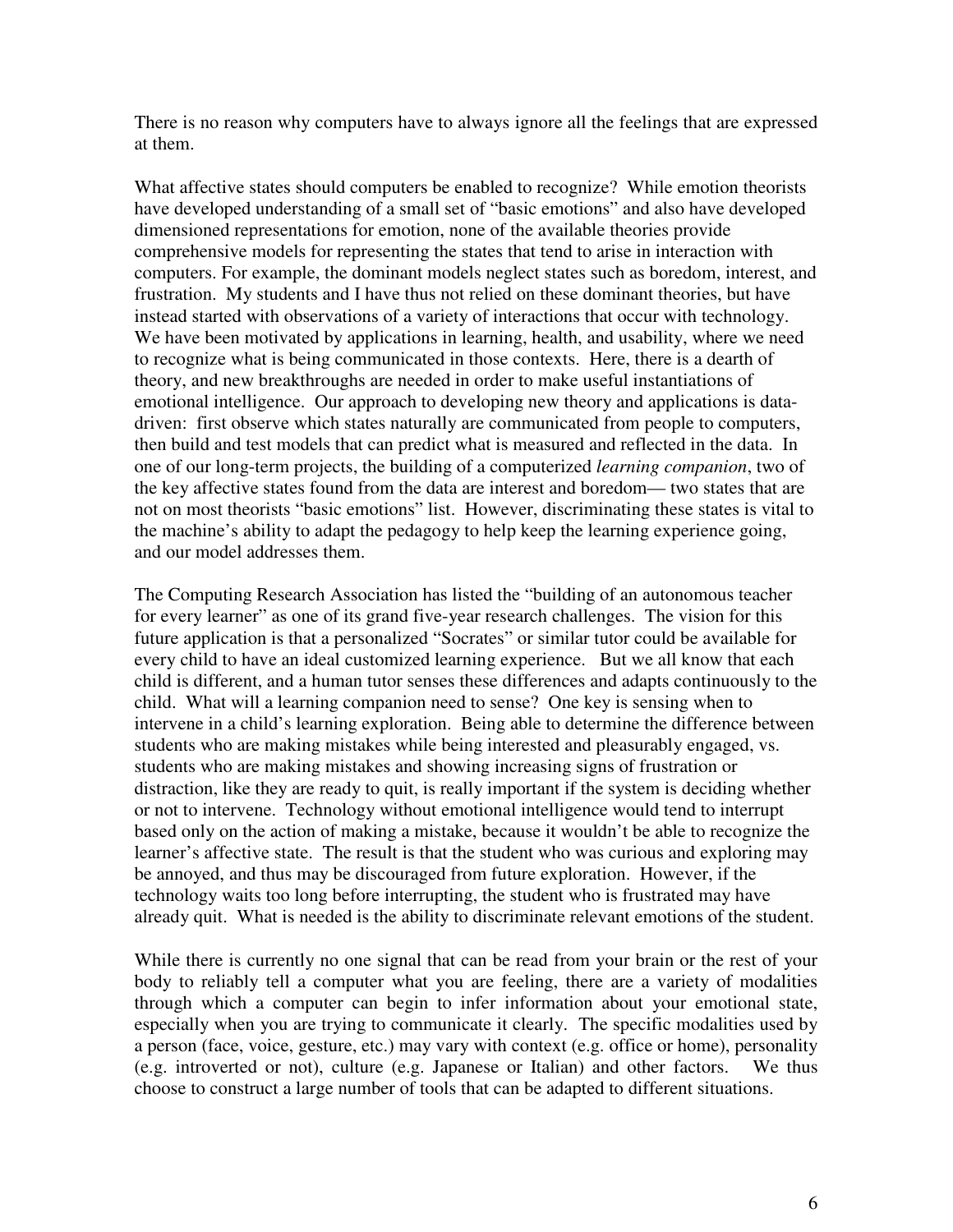There is no reason why computers have to always ignore all the feelings that are expressed at them.

What affective states should computers be enabled to recognize? While emotion theorists have developed understanding of a small set of "basic emotions" and also have developed dimensioned representations for emotion, none of the available theories provide comprehensive models for representing the states that tend to arise in interaction with computers. For example, the dominant models neglect states such as boredom, interest, and frustration. My students and I have thus not relied on these dominant theories, but have instead started with observations of a variety of interactions that occur with technology. We have been motivated by applications in learning, health, and usability, where we need to recognize what is being communicated in those contexts. Here, there is a dearth of theory, and new breakthroughs are needed in order to make useful instantiations of emotional intelligence. Our approach to developing new theory and applications is data-driven: first observe which states naturally are communicated from people to computers, then build and test models that can predict what is measured and reflected in the data. In one of our long-term projects, the building of a computerized *learning companion*, two of the key affective states found from the data are interest and boredom— two states that are not on most theorists "basic emotions" list. However, discriminating these states is vital to the machine's ability to adapt the pedagogy to help keep the learning experience going, and our model addresses them.

The Computing Research Association has listed the "building of an autonomous teacher for every learner" as one of its grand five-year research challenges. The vision for this future application is that a personalized "Socrates" or similar tutor could be available for every child to have an ideal customized learning experience. But we all know that each child is different, and a human tutor senses these differences and adapts continuously to the child. What will a learning companion need to sense? One key is sensing when to intervene in a child's learning exploration. Being able to determine the difference between students who are making mistakes while being interested and pleasurably engaged, vs. students who are making mistakes and showing increasing signs of frustration or distraction, like they are ready to quit, is really important if the system is deciding whether or not to intervene. Technology without emotional intelligence would tend to interrupt based only on the action of making a mistake, because it wouldn't be able to recognize the learner's affective state. The result is that the student who was curious and exploring may be annoyed, and thus may be discouraged from future exploration. However, if the technology waits too long before interrupting, the student who is frustrated may have already quit. What is needed is the ability to discriminate relevant emotions of the student.

While there is currently no one signal that can be read from your brain or the rest of your body to reliably tell a computer what you are feeling, there are a variety of modalities through which a computer can begin to infer information about your emotional state, especially when you are trying to communicate it clearly. The specific modalities used by a person (face, voice, gesture, etc.) may vary with context (e.g. office or home), personality (e.g. introverted or not), culture (e.g. Japanese or Italian) and other factors. We thus choose to construct a large number of tools that can be adapted to different situations.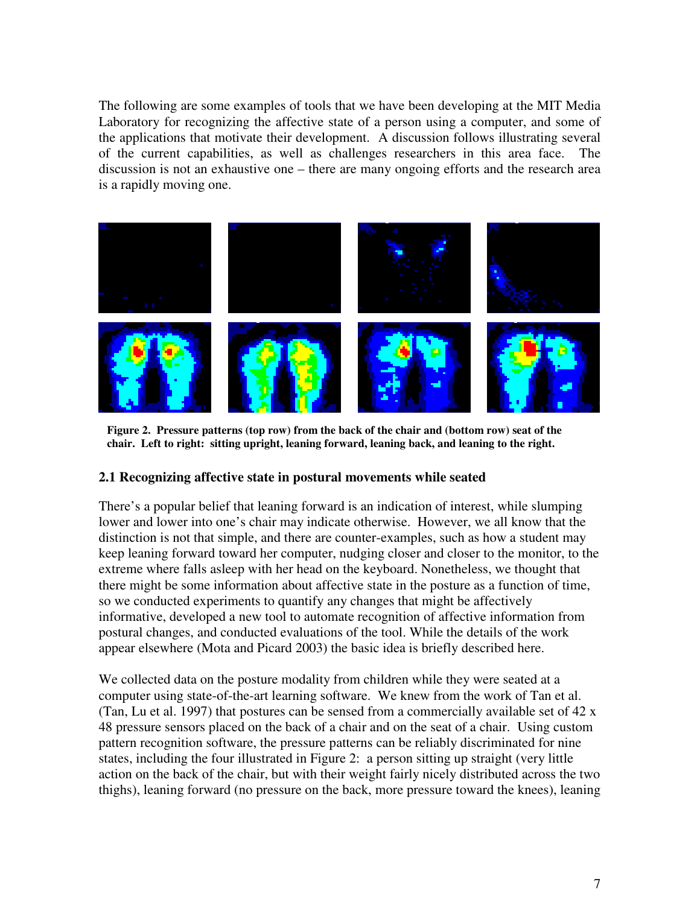The following are some examples of tools that we have been developing at the MIT Media Laboratory for recognizing the affective state of a person using a computer, and some of the applications that motivate their development. A discussion follows illustrating several of the current capabilities, as well as challenges researchers in this area face. The discussion is not an exhaustive one – there are many ongoing efforts and the research area is a rapidly moving one.

**Figure 2. Pressure patterns (top row) from the back of the chair and (bottom row) seat of the chair. Left to right: sitting upright, leaning forward, leaning back, and leaning to the right.**

### 2.1 Recognizing affective state in postural movements while seated

There's a popular belief that leaning forward is an indication of interest, while slumping lower and lower into one's chair may indicate otherwise. However, we all know that the distinction is not that simple, and there are counter-examples, such as how a student may keep leaning forward toward her computer, nudging closer and closer to the monitor, to the extreme where falls asleep with her head on the keyboard. Nonetheless, we thought that there might be some information about affective state in the posture as a function of time, so we conducted experiments to quantify any changes that might be affectively informative, developed a new tool to automate recognition of affective information from postural changes, and conducted evaluations of the tool. While the details of the work appear elsewhere (Mota and Picard 2003) the basic idea is briefly described here.

We collected data on the posture modality from children while they were seated at a computer using state-of-the-art learning software. We knew from the work of Tan et al. (Tan, Lu et al. 1997) that postures can be sensed from a commercially available set of 42 x 48 pressure sensors placed on the back of a chair and on the seat of a chair. Using custom pattern recognition software, the pressure patterns can be reliably discriminated for nine states, including the four illustrated in Figure 2: a person sitting up straight (very little action on the back of the chair, but with their weight fairly nicely distributed across the two thighs), leaning forward (no pressure on the back, more pressure toward the knees), leaning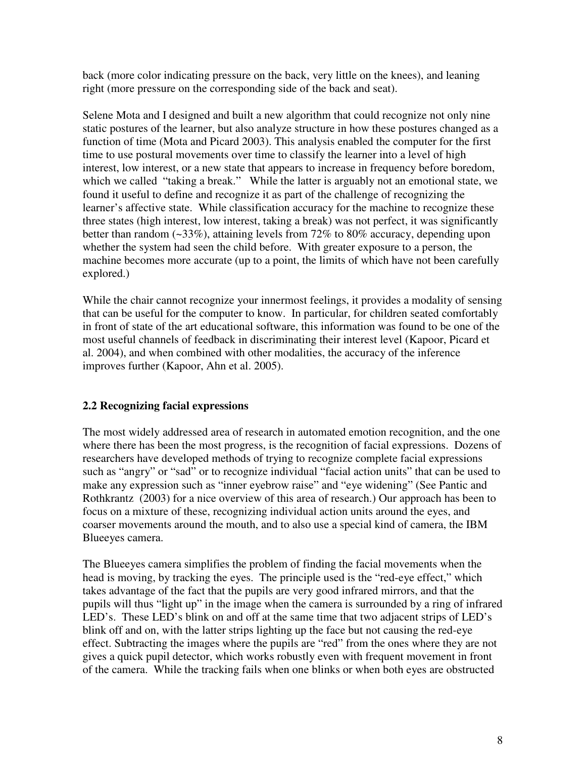back (more color indicating pressure on the back, very little on the knees), and leaning right (more pressure on the corresponding side of the back and seat).

Selene Mota and I designed and built a new algorithm that could recognize not only nine static postures of the learner, but also analyze structure in how these postures changed as a function of time (Mota and Picard 2003). This analysis enabled the computer for the first time to use postural movements over time to classify the learner into a level of high interest, low interest, or a new state that appears to increase in frequency before boredom, which we called "taking a break." While the latter is arguably not an emotional state, we found it useful to define and recognize it as part of the challenge of recognizing the learner's affective state. While classification accuracy for the machine to recognize these three states (high interest, low interest, taking a break) was not perfect, it was significantly better than random (~33%), attaining levels from 72% to 80% accuracy, depending upon whether the system had seen the child before. With greater exposure to a person, the machine becomes more accurate (up to a point, the limits of which have not been carefully explored.)

While the chair cannot recognize your innermost feelings, it provides a modality of sensing that can be useful for the computer to know. In particular, for children seated comfortably in front of state of the art educational software, this information was found to be one of the most useful channels of feedback in discriminating their interest level (Kapoor, Picard et al. 2004), and when combined with other modalities, the accuracy of the inference improves further (Kapoor, Ahn et al. 2005).

### 2.2 Recognizing facial expressions

The most widely addressed area of research in automated emotion recognition, and the one where there has been the most progress, is the recognition of facial expressions. Dozens of researchers have developed methods of trying to recognize complete facial expressions such as "angry" or "sad" or to recognize individual "facial action units" that can be used to make any expression such as "inner eyebrow raise" and "eye widening" (See Pantic and Rothkrantz (2003) for a nice overview of this area of research.) Our approach has been to focus on a mixture of these, recognizing individual action units around the eyes, and coarser movements around the mouth, and to also use a special kind of camera, the IBM Blueeyes camera.

The Blueeyes camera simplifies the problem of finding the facial movements when the head is moving, by tracking the eyes. The principle used is the "red-eye effect," which takes advantage of the fact that the pupils are very good infrared mirrors, and that the pupils will thus "light up" in the image when the camera is surrounded by a ring of infrared LED's. These LED's blink on and off at the same time that two adjacent strips of LED's blink off and on, with the latter strips lighting up the face but not causing the red-eye effect. Subtracting the images where the pupils are "red" from the ones where they are not gives a quick pupil detector, which works robustly even with frequent movement in front of the camera. While the tracking fails when one blinks or when both eyes are obstructed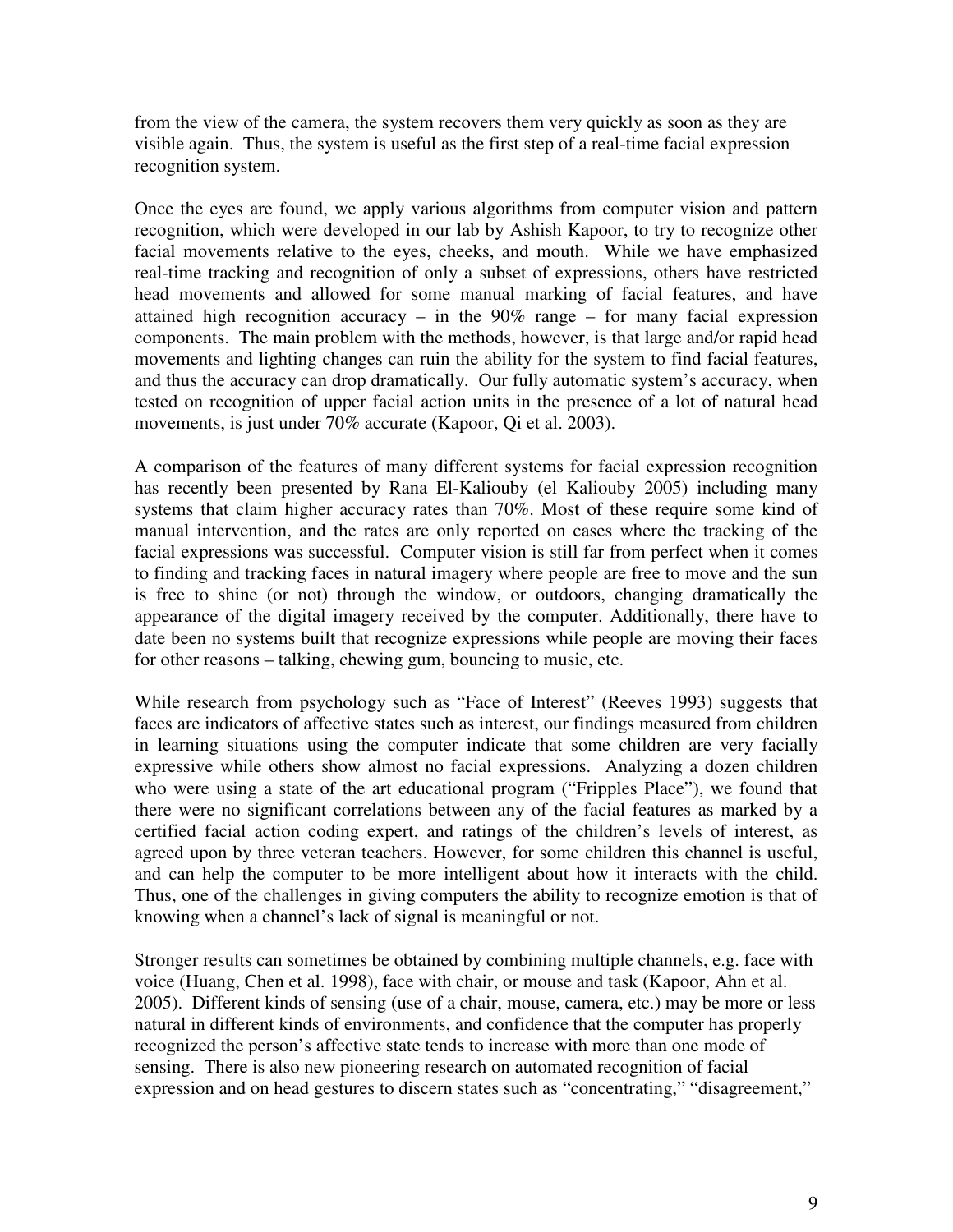from the view of the camera, the system recovers them very quickly as soon as they are visible again. Thus, the system is useful as the first step of a real-time facial expression recognition system.

Once the eyes are found, we apply various algorithms from computer vision and pattern recognition, which were developed in our lab by Ashish Kapoor, to try to recognize other facial movements relative to the eyes, cheeks, and mouth. While we have emphasized real-time tracking and recognition of only a subset of expressions, others have restricted head movements and allowed for some manual marking of facial features, and have attained high recognition accuracy – in the 90% range – for many facial expression components. The main problem with the methods, however, is that large and/or rapid head movements and lighting changes can ruin the ability for the system to find facial features, and thus the accuracy can drop dramatically. Our fully automatic system's accuracy, when tested on recognition of upper facial action units in the presence of a lot of natural head movements, is just under 70% accurate (Kapoor, Qi et al. 2003).

A comparison of the features of many different systems for facial expression recognition has recently been presented by Rana El-Kaliouby (el Kaliouby 2005) including many systems that claim higher accuracy rates than 70%. Most of these require some kind of manual intervention, and the rates are only reported on cases where the tracking of the facial expressions was successful. Computer vision is still far from perfect when it comes to finding and tracking faces in natural imagery where people are free to move and the sun is free to shine (or not) through the window, or outdoors, changing dramatically the appearance of the digital imagery received by the computer. Additionally, there have to date been no systems built that recognize expressions while people are moving their faces for other reasons – talking, chewing gum, bouncing to music, etc.

While research from psychology such as "Face of Interest" (Reeves 1993) suggests that faces are indicators of affective states such as interest, our findings measured from children in learning situations using the computer indicate that some children are very facially expressive while others show almost no facial expressions. Analyzing a dozen children who were using a state of the art educational program ("Fripples Place"), we found that there were no significant correlations between any of the facial features as marked by a certified facial action coding expert, and ratings of the children's levels of interest, as agreed upon by three veteran teachers. However, for some children this channel is useful, and can help the computer to be more intelligent about how it interacts with the child. Thus, one of the challenges in giving computers the ability to recognize emotion is that of knowing when a channel's lack of signal is meaningful or not.

Stronger results can sometimes be obtained by combining multiple channels, e.g. face with voice (Huang, Chen et al. 1998), face with chair, or mouse and task (Kapoor, Ahn et al. 2005). Different kinds of sensing (use of a chair, mouse, camera, etc.) may be more or less natural in different kinds of environments, and confidence that the computer has properly recognized the person's affective state tends to increase with more than one mode of sensing. There is also new pioneering research on automated recognition of facial expression and on head gestures to discern states such as "concentrating," "disagreement,"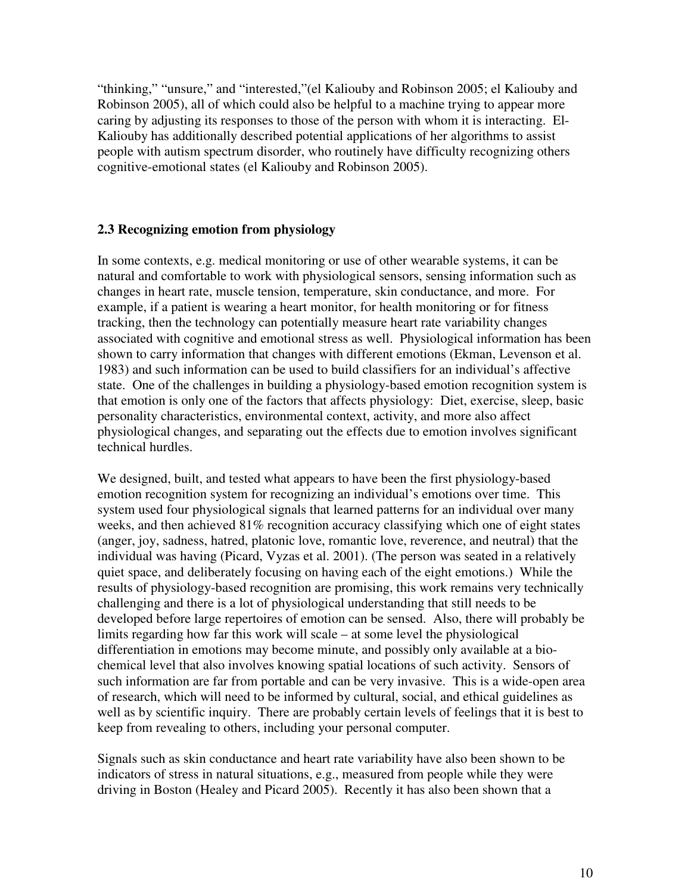"thinking," "unsure," and "interested,"(el Kaliouby and Robinson 2005; el Kaliouby and Robinson 2005), all of which could also be helpful to a machine trying to appear more caring by adjusting its responses to those of the person with whom it is interacting. El-Kaliouby has additionally described potential applications of her algorithms to assist people with autism spectrum disorder, who routinely have difficulty recognizing others cognitive-emotional states (el Kaliouby and Robinson 2005).

### 2.3 Recognizing emotion from physiology

In some contexts, e.g. medical monitoring or use of other wearable systems, it can be natural and comfortable to work with physiological sensors, sensing information such as changes in heart rate, muscle tension, temperature, skin conductance, and more. For example, if a patient is wearing a heart monitor, for health monitoring or for fitness tracking, then the technology can potentially measure heart rate variability changes associated with cognitive and emotional stress as well. Physiological information has been shown to carry information that changes with different emotions (Ekman, Levenson et al. 1983) and such information can be used to build classifiers for an individual's affective state. One of the challenges in building a physiology-based emotion recognition system is that emotion is only one of the factors that affects physiology: Diet, exercise, sleep, basic personality characteristics, environmental context, activity, and more also affect physiological changes, and separating out the effects due to emotion involves significant technical hurdles.

We designed, built, and tested what appears to have been the first physiology-based emotion recognition system for recognizing an individual's emotions over time. This system used four physiological signals that learned patterns for an individual over many weeks, and then achieved 81% recognition accuracy classifying which one of eight states (anger, joy, sadness, hatred, platonic love, romantic love, reverence, and neutral) that the individual was having (Picard, Vyzas et al. 2001). (The person was seated in a relatively quiet space, and deliberately focusing on having each of the eight emotions.) While the results of physiology-based recognition are promising, this work remains very technically challenging and there is a lot of physiological understanding that still needs to be developed before large repertoires of emotion can be sensed. Also, there will probably be limits regarding how far this work will scale – at some level the physiological differentiation in emotions may become minute, and possibly only available at a bio-chemical level that also involves knowing spatial locations of such activity. Sensors of such information are far from portable and can be very invasive. This is a wide-open area of research, which will need to be informed by cultural, social, and ethical guidelines as well as by scientific inquiry. There are probably certain levels of feelings that it is best to keep from revealing to others, including your personal computer.

Signals such as skin conductance and heart rate variability have also been shown to be indicators of stress in natural situations, e.g., measured from people while they were driving in Boston (Healey and Picard 2005). Recently it has also been shown that a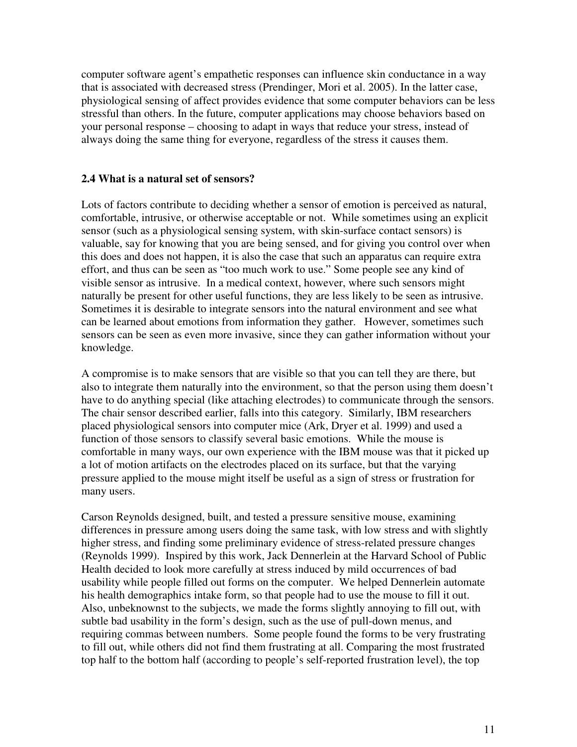computer software agent's empathetic responses can influence skin conductance in a way that is associated with decreased stress (Prendinger, Mori et al. 2005). In the latter case, physiological sensing of affect provides evidence that some computer behaviors can be less stressful than others. In the future, computer applications may choose behaviors based on your personal response – choosing to adapt in ways that reduce your stress, instead of always doing the same thing for everyone, regardless of the stress it causes them.

## 2.4 What is a natural set of sensors?

Lots of factors contribute to deciding whether a sensor of emotion is perceived as natural, comfortable, intrusive, or otherwise acceptable or not. While sometimes using an explicit sensor (such as a physiological sensing system, with skin-surface contact sensors) is valuable, say for knowing that you are being sensed, and for giving you control over when this does and does not happen, it is also the case that such an apparatus can require extra effort, and thus can be seen as "too much work to use." Some people see any kind of visible sensor as intrusive. In a medical context, however, where such sensors might naturally be present for other useful functions, they are less likely to be seen as intrusive. Sometimes it is desirable to integrate sensors into the natural environment and see what can be learned about emotions from information they gather. However, sometimes such sensors can be seen as even more invasive, since they can gather information without your knowledge.

A compromise is to make sensors that are visible so that you can tell they are there, but also to integrate them naturally into the environment, so that the person using them doesn't have to do anything special (like attaching electrodes) to communicate through the sensors. The chair sensor described earlier, falls into this category. Similarly, IBM researchers placed physiological sensors into computer mice (Ark, Dryer et al. 1999) and used a function of those sensors to classify several basic emotions. While the mouse is comfortable in many ways, our own experience with the IBM mouse was that it picked up a lot of motion artifacts on the electrodes placed on its surface, but that the varying pressure applied to the mouse might itself be useful as a sign of stress or frustration for many users.

Carson Reynolds designed, built, and tested a pressure sensitive mouse, examining differences in pressure among users doing the same task, with low stress and with slightly higher stress, and finding some preliminary evidence of stress-related pressure changes (Reynolds 1999). Inspired by this work, Jack Dennerlein at the Harvard School of Public Health decided to look more carefully at stress induced by mild occurrences of bad usability while people filled out forms on the computer. We helped Dennerlein automate his health demographics intake form, so that people had to use the mouse to fill it out. Also, unbeknownst to the subjects, we made the forms slightly annoying to fill out, with subtle bad usability in the form's design, such as the use of pull-down menus, and requiring commas between numbers. Some people found the forms to be very frustrating to fill out, while others did not find them frustrating at all. Comparing the most frustrated top half to the bottom half (according to people's self-reported frustration level), the top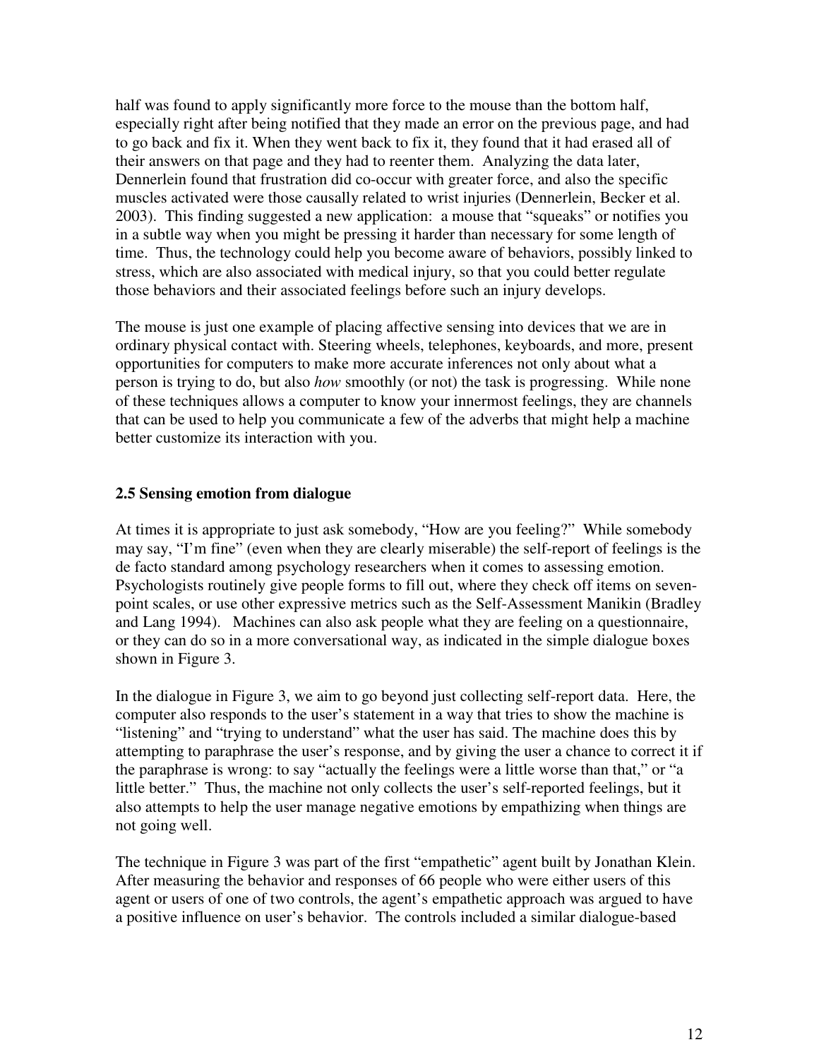half was found to apply significantly more force to the mouse than the bottom half, especially right after being notified that they made an error on the previous page, and had to go back and fix it. When they went back to fix it, they found that it had erased all of their answers on that page and they had to reenter them. Analyzing the data later, Dennerlein found that frustration did co-occur with greater force, and also the specific muscles activated were those causally related to wrist injuries (Dennerlein, Becker et al. 2003). This finding suggested a new application: a mouse that "squeaks" or notifies you in a subtle way when you might be pressing it harder than necessary for some length of time. Thus, the technology could help you become aware of behaviors, possibly linked to stress, which are also associated with medical injury, so that you could better regulate those behaviors and their associated feelings before such an injury develops.

The mouse is just one example of placing affective sensing into devices that we are in ordinary physical contact with. Steering wheels, telephones, keyboards, and more, present opportunities for computers to make more accurate inferences not only about what a person is trying to do, but also *how* smoothly (or not) the task is progressing. While none of these techniques allows a computer to know your innermost feelings, they are channels that can be used to help you communicate a few of the adverbs that might help a machine better customize its interaction with you.

### 2.5 Sensing emotion from dialogue

At times it is appropriate to just ask somebody, "How are you feeling?" While somebody may say, "I'm fine" (even when they are clearly miserable) the self-report of feelings is the de facto standard among psychology researchers when it comes to assessing emotion. Psychologists routinely give people forms to fill out, where they check off items on seven-point scales, or use other expressive metrics such as the Self-Assessment Manikin (Bradley and Lang 1994). Machines can also ask people what they are feeling on a questionnaire, or they can do so in a more conversational way, as indicated in the simple dialogue boxes shown in Figure 3.

In the dialogue in Figure 3, we aim to go beyond just collecting self-report data. Here, the computer also responds to the user's statement in a way that tries to show the machine is "listening" and "trying to understand" what the user has said. The machine does this by attempting to paraphrase the user's response, and by giving the user a chance to correct it if the paraphrase is wrong: to say "actually the feelings were a little worse than that," or "a little better." Thus, the machine not only collects the user's self-reported feelings, but it also attempts to help the user manage negative emotions by empathizing when things are not going well.

The technique in Figure 3 was part of the first "empathetic" agent built by Jonathan Klein. After measuring the behavior and responses of 66 people who were either users of this agent or users of one of two controls, the agent's empathetic approach was argued to have a positive influence on user's behavior. The controls included a similar dialogue-based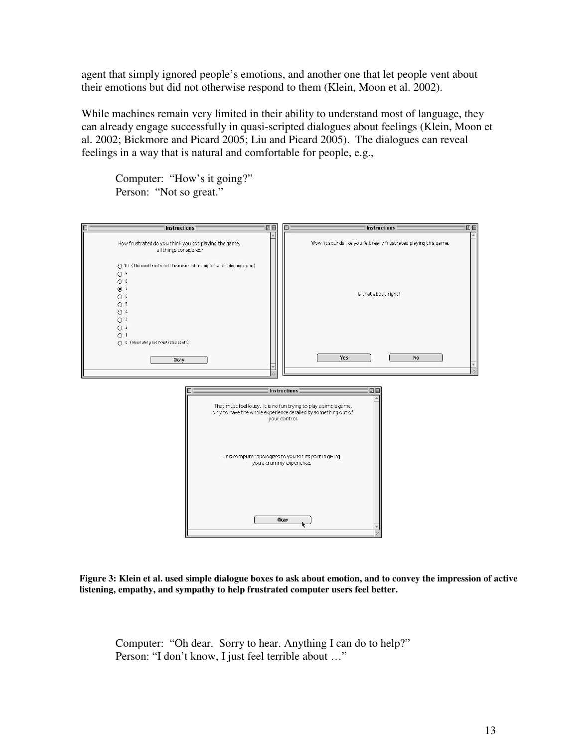agent that simply ignored people's emotions, and another one that let people vent about their emotions but did not otherwise respond to them (Klein, Moon et al. 2002).

While machines remain very limited in their ability to understand most of language, they can already engage successfully in quasi-scripted dialogues about feelings (Klein, Moon et al. 2002; Bickmore and Picard 2005; Liu and Picard 2005). The dialogues can reveal feelings in a way that is natural and comfortable for people, e.g.,

> Computer: "How's it going?"
> Person: "Not so great."

**Figure 3: Klein et al. used simple dialogue boxes to ask about emotion, and to convey the impression of active listening, empathy, and sympathy to help frustrated computer users feel better.**

> Computer: "Oh dear. Sorry to hear. Anything I can do to help?"
> Person: "I don't know, I just feel terrible about …"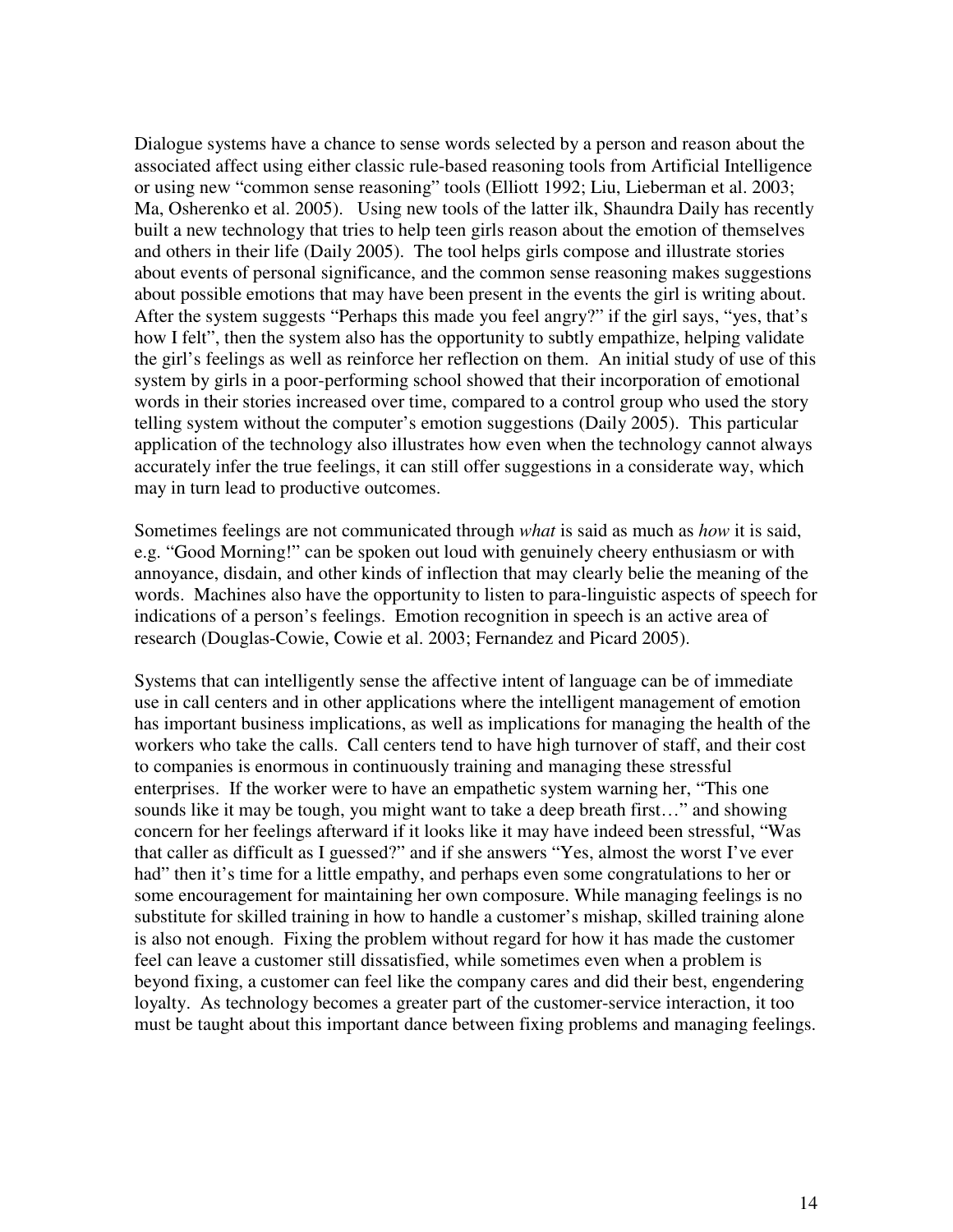Dialogue systems have a chance to sense words selected by a person and reason about the associated affect using either classic rule-based reasoning tools from Artificial Intelligence or using new "common sense reasoning" tools (Elliott 1992; Liu, Lieberman et al. 2003; Ma, Osherenko et al. 2005). Using new tools of the latter ilk, Shaundra Daily has recently built a new technology that tries to help teen girls reason about the emotion of themselves and others in their life (Daily 2005). The tool helps girls compose and illustrate stories about events of personal significance, and the common sense reasoning makes suggestions about possible emotions that may have been present in the events the girl is writing about. After the system suggests "Perhaps this made you feel angry?" if the girl says, "yes, that's how I felt", then the system also has the opportunity to subtly empathize, helping validate the girl's feelings as well as reinforce her reflection on them. An initial study of use of this system by girls in a poor-performing school showed that their incorporation of emotional words in their stories increased over time, compared to a control group who used the story telling system without the computer's emotion suggestions (Daily 2005). This particular application of the technology also illustrates how even when the technology cannot always accurately infer the true feelings, it can still offer suggestions in a considerate way, which may in turn lead to productive outcomes.

Sometimes feelings are not communicated through *what* is said as much as *how* it is said, e.g. "Good Morning!" can be spoken out loud with genuinely cheery enthusiasm or with annoyance, disdain, and other kinds of inflection that may clearly belie the meaning of the words. Machines also have the opportunity to listen to para-linguistic aspects of speech for indications of a person's feelings. Emotion recognition in speech is an active area of research (Douglas-Cowie, Cowie et al. 2003; Fernandez and Picard 2005).

Systems that can intelligently sense the affective intent of language can be of immediate use in call centers and in other applications where the intelligent management of emotion has important business implications, as well as implications for managing the health of the workers who take the calls. Call centers tend to have high turnover of staff, and their cost to companies is enormous in continuously training and managing these stressful enterprises. If the worker were to have an empathetic system warning her, "This one sounds like it may be tough, you might want to take a deep breath first…" and showing concern for her feelings afterward if it looks like it may have indeed been stressful, "Was that caller as difficult as I guessed?" and if she answers "Yes, almost the worst I've ever had" then it's time for a little empathy, and perhaps even some congratulations to her or some encouragement for maintaining her own composure. While managing feelings is no substitute for skilled training in how to handle a customer's mishap, skilled training alone is also not enough. Fixing the problem without regard for how it has made the customer feel can leave a customer still dissatisfied, while sometimes even when a problem is beyond fixing, a customer can feel like the company cares and did their best, engendering loyalty. As technology becomes a greater part of the customer-service interaction, it too must be taught about this important dance between fixing problems and managing feelings.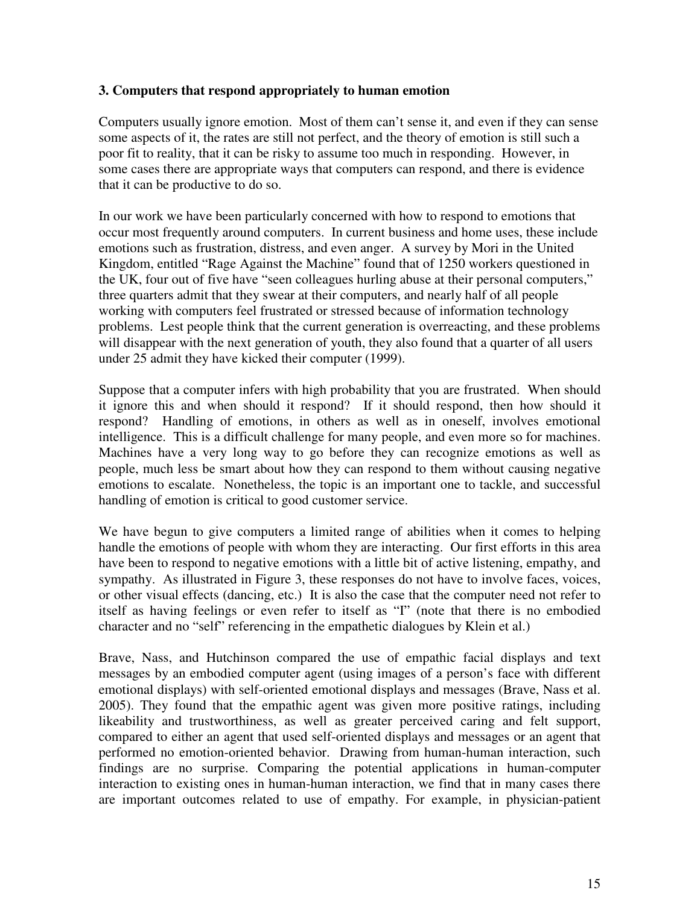### 3. Computers that respond appropriately to human emotion

Computers usually ignore emotion. Most of them can't sense it, and even if they can sense some aspects of it, the rates are still not perfect, and the theory of emotion is still such a poor fit to reality, that it can be risky to assume too much in responding. However, in some cases there are appropriate ways that computers can respond, and there is evidence that it can be productive to do so.

In our work we have been particularly concerned with how to respond to emotions that occur most frequently around computers. In current business and home uses, these include emotions such as frustration, distress, and even anger. A survey by Mori in the United Kingdom, entitled "Rage Against the Machine" found that of 1250 workers questioned in the UK, four out of five have "seen colleagues hurling abuse at their personal computers," three quarters admit that they swear at their computers, and nearly half of all people working with computers feel frustrated or stressed because of information technology problems. Lest people think that the current generation is overreacting, and these problems will disappear with the next generation of youth, they also found that a quarter of all users under 25 admit they have kicked their computer (1999).

Suppose that a computer infers with high probability that you are frustrated. When should it ignore this and when should it respond? If it should respond, then how should it respond? Handling of emotions, in others as well as in oneself, involves emotional intelligence. This is a difficult challenge for many people, and even more so for machines. Machines have a very long way to go before they can recognize emotions as well as people, much less be smart about how they can respond to them without causing negative emotions to escalate. Nonetheless, the topic is an important one to tackle, and successful handling of emotion is critical to good customer service.

We have begun to give computers a limited range of abilities when it comes to helping handle the emotions of people with whom they are interacting. Our first efforts in this area have been to respond to negative emotions with a little bit of active listening, empathy, and sympathy. As illustrated in Figure 3, these responses do not have to involve faces, voices, or other visual effects (dancing, etc.) It is also the case that the computer need not refer to itself as having feelings or even refer to itself as "I" (note that there is no embodied character and no "self" referencing in the empathetic dialogues by Klein et al.)

Brave, Nass, and Hutchinson compared the use of empathic facial displays and text messages by an embodied computer agent (using images of a person's face with different emotional displays) with self-oriented emotional displays and messages (Brave, Nass et al. 2005). They found that the empathic agent was given more positive ratings, including likeability and trustworthiness, as well as greater perceived caring and felt support, compared to either an agent that used self-oriented displays and messages or an agent that performed no emotion-oriented behavior. Drawing from human-human interaction, such findings are no surprise. Comparing the potential applications in human-computer interaction to existing ones in human-human interaction, we find that in many cases there are important outcomes related to use of empathy. For example, in physician-patient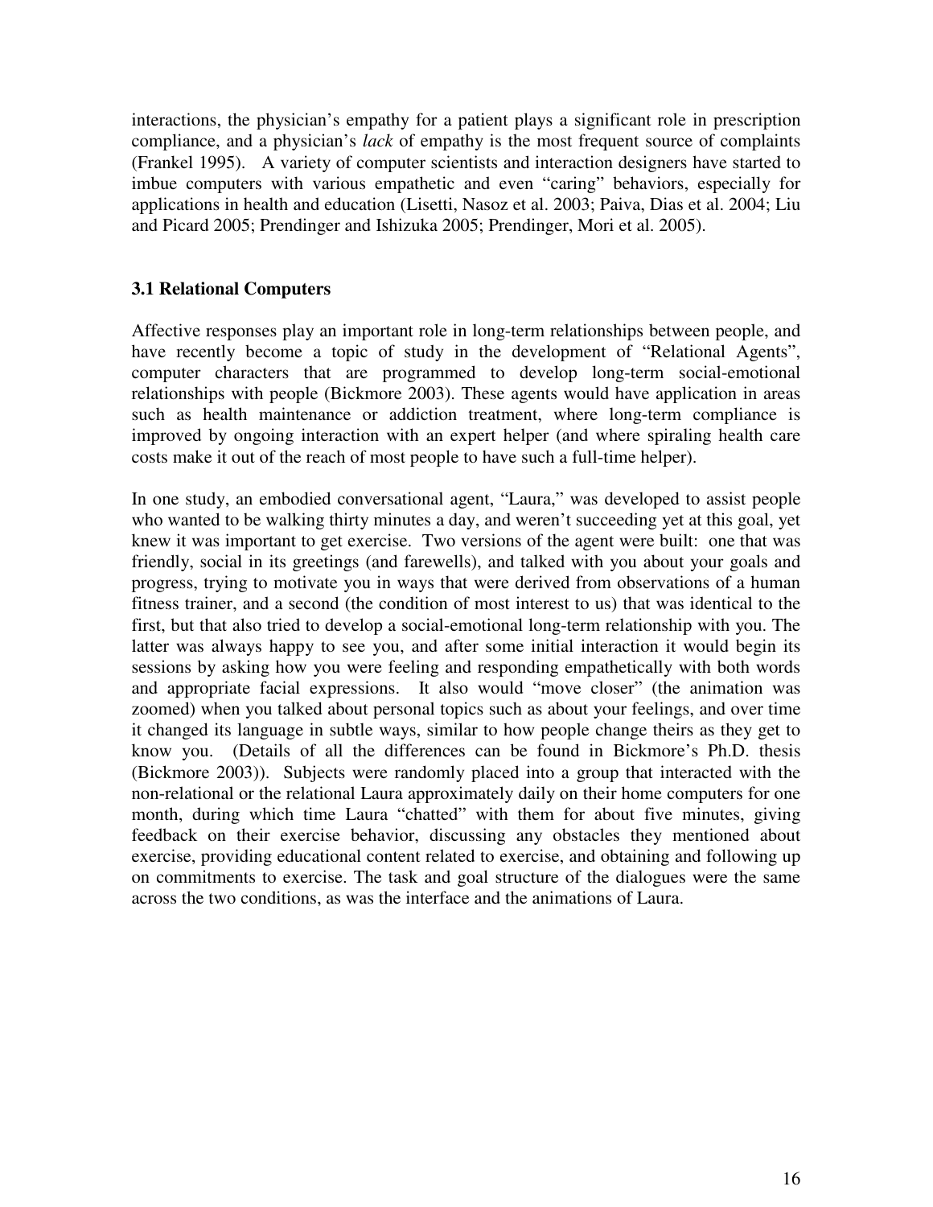interactions, the physician's empathy for a patient plays a significant role in prescription compliance, and a physician's *lack* of empathy is the most frequent source of complaints (Frankel 1995). A variety of computer scientists and interaction designers have started to imbue computers with various empathetic and even "caring" behaviors, especially for applications in health and education (Lisetti, Nasoz et al. 2003; Paiva, Dias et al. 2004; Liu and Picard 2005; Prendinger and Ishizuka 2005; Prendinger, Mori et al. 2005).

### 3.1 Relational Computers

Affective responses play an important role in long-term relationships between people, and have recently become a topic of study in the development of "Relational Agents", computer characters that are programmed to develop long-term social-emotional relationships with people (Bickmore 2003). These agents would have application in areas such as health maintenance or addiction treatment, where long-term compliance is improved by ongoing interaction with an expert helper (and where spiraling health care costs make it out of the reach of most people to have such a full-time helper).

In one study, an embodied conversational agent, "Laura," was developed to assist people who wanted to be walking thirty minutes a day, and weren't succeeding yet at this goal, yet knew it was important to get exercise. Two versions of the agent were built: one that was friendly, social in its greetings (and farewells), and talked with you about your goals and progress, trying to motivate you in ways that were derived from observations of a human fitness trainer, and a second (the condition of most interest to us) that was identical to the first, but that also tried to develop a social-emotional long-term relationship with you. The latter was always happy to see you, and after some initial interaction it would begin its sessions by asking how you were feeling and responding empathetically with both words and appropriate facial expressions. It also would "move closer" (the animation was zoomed) when you talked about personal topics such as about your feelings, and over time it changed its language in subtle ways, similar to how people change theirs as they get to know you. (Details of all the differences can be found in Bickmore's Ph.D. thesis (Bickmore 2003)). Subjects were randomly placed into a group that interacted with the non-relational or the relational Laura approximately daily on their home computers for one month, during which time Laura "chatted" with them for about five minutes, giving feedback on their exercise behavior, discussing any obstacles they mentioned about exercise, providing educational content related to exercise, and obtaining and following up on commitments to exercise. The task and goal structure of the dialogues were the same across the two conditions, as was the interface and the animations of Laura.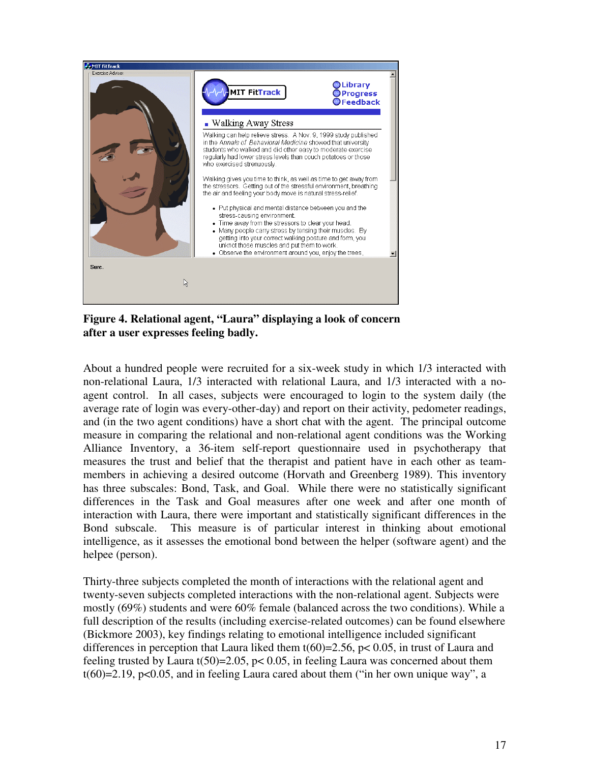**Figure 4. Relational agent, “Laura” displaying a look of concern after a user expresses feeling badly.**

About a hundred people were recruited for a six-week study in which 1/3 interacted with non-relational Laura, 1/3 interacted with relational Laura, and 1/3 interacted with a no-agent control. In all cases, subjects were encouraged to login to the system daily (the average rate of login was every-other-day) and report on their activity, pedometer readings, and (in the two agent conditions) have a short chat with the agent. The principal outcome measure in comparing the relational and non-relational agent conditions was the Working Alliance Inventory, a 36-item self-report questionnaire used in psychotherapy that measures the trust and belief that the therapist and patient have in each other as team-members in achieving a desired outcome (Horvath and Greenberg 1989). This inventory has three subscales: Bond, Task, and Goal. While there were no statistically significant differences in the Task and Goal measures after one week and after one month of interaction with Laura, there were important and statistically significant differences in the Bond subscale. This measure is of particular interest in thinking about emotional intelligence, as it assesses the emotional bond between the helper (software agent) and the helpee (person).

Thirty-three subjects completed the month of interactions with the relational agent and twenty-seven subjects completed interactions with the non-relational agent. Subjects were mostly (69%) students and were 60% female (balanced across the two conditions). While a full description of the results (including exercise-related outcomes) can be found elsewhere (Bickmore 2003), key findings relating to emotional intelligence included significant differences in perception that Laura liked them $t(60)=2.56$, $p < 0.05$, in trust of Laura and feeling trusted by Laura $t(50)=2.05$, $p < 0.05$, in feeling Laura was concerned about them $t(60)=2.19$, $p<0.05$, and in feeling Laura cared about them (“in her own unique way”, a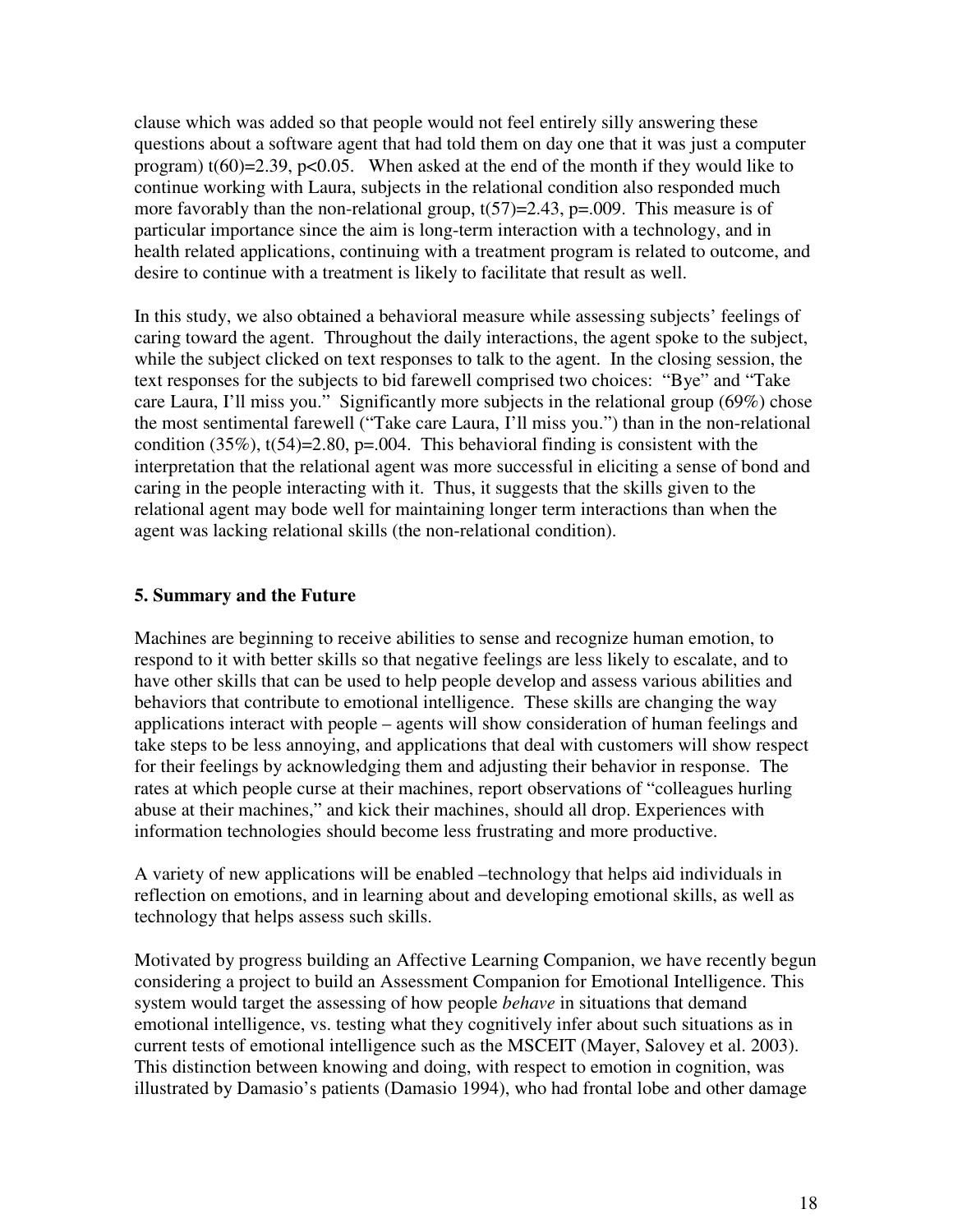clause which was added so that people would not feel entirely silly answering these questions about a software agent that had told them on day one that it was just a computer program) $t(60)=2.39$, $p<0.05$. When asked at the end of the month if they would like to continue working with Laura, subjects in the relational condition also responded much more favorably than the non-relational group, $t(57)=2.43$, $p=.009$. This measure is of particular importance since the aim is long-term interaction with a technology, and in health related applications, continuing with a treatment program is related to outcome, and desire to continue with a treatment is likely to facilitate that result as well.

In this study, we also obtained a behavioral measure while assessing subjects' feelings of caring toward the agent. Throughout the daily interactions, the agent spoke to the subject, while the subject clicked on text responses to talk to the agent. In the closing session, the text responses for the subjects to bid farewell comprised two choices: "Bye" and "Take care Laura, I'll miss you." Significantly more subjects in the relational group (69%) chose the most sentimental farewell ("Take care Laura, I'll miss you.") than in the non-relational condition (35%), $t(54)=2.80$, $p=.004$. This behavioral finding is consistent with the interpretation that the relational agent was more successful in eliciting a sense of bond and caring in the people interacting with it. Thus, it suggests that the skills given to the relational agent may bode well for maintaining longer term interactions than when the agent was lacking relational skills (the non-relational condition).

## 5. Summary and the Future

Machines are beginning to receive abilities to sense and recognize human emotion, to respond to it with better skills so that negative feelings are less likely to escalate, and to have other skills that can be used to help people develop and assess various abilities and behaviors that contribute to emotional intelligence. These skills are changing the way applications interact with people – agents will show consideration of human feelings and take steps to be less annoying, and applications that deal with customers will show respect for their feelings by acknowledging them and adjusting their behavior in response. The rates at which people curse at their machines, report observations of "colleagues hurling abuse at their machines," and kick their machines, should all drop. Experiences with information technologies should become less frustrating and more productive.

A variety of new applications will be enabled –technology that helps aid individuals in reflection on emotions, and in learning about and developing emotional skills, as well as technology that helps assess such skills.

Motivated by progress building an Affective Learning Companion, we have recently begun considering a project to build an Assessment Companion for Emotional Intelligence. This system would target the assessing of how people *behave* in situations that demand emotional intelligence, vs. testing what they cognitively infer about such situations as in current tests of emotional intelligence such as the MSCEIT (Mayer, Salovey et al. 2003). This distinction between knowing and doing, with respect to emotion in cognition, was illustrated by Damasio's patients (Damasio 1994), who had frontal lobe and other damage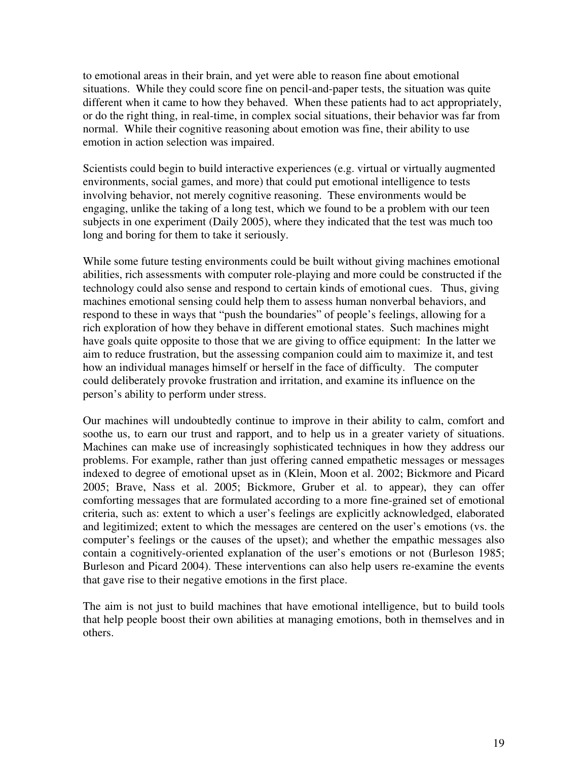to emotional areas in their brain, and yet were able to reason fine about emotional situations. While they could score fine on pencil-and-paper tests, the situation was quite different when it came to how they behaved. When these patients had to act appropriately, or do the right thing, in real-time, in complex social situations, their behavior was far from normal. While their cognitive reasoning about emotion was fine, their ability to use emotion in action selection was impaired.

Scientists could begin to build interactive experiences (e.g. virtual or virtually augmented environments, social games, and more) that could put emotional intelligence to tests involving behavior, not merely cognitive reasoning. These environments would be engaging, unlike the taking of a long test, which we found to be a problem with our teen subjects in one experiment (Daily 2005), where they indicated that the test was much too long and boring for them to take it seriously.

While some future testing environments could be built without giving machines emotional abilities, rich assessments with computer role-playing and more could be constructed if the technology could also sense and respond to certain kinds of emotional cues. Thus, giving machines emotional sensing could help them to assess human nonverbal behaviors, and respond to these in ways that "push the boundaries" of people's feelings, allowing for a rich exploration of how they behave in different emotional states. Such machines might have goals quite opposite to those that we are giving to office equipment: In the latter we aim to reduce frustration, but the assessing companion could aim to maximize it, and test how an individual manages himself or herself in the face of difficulty. The computer could deliberately provoke frustration and irritation, and examine its influence on the person's ability to perform under stress.

Our machines will undoubtedly continue to improve in their ability to calm, comfort and soothe us, to earn our trust and rapport, and to help us in a greater variety of situations. Machines can make use of increasingly sophisticated techniques in how they address our problems. For example, rather than just offering canned empathetic messages or messages indexed to degree of emotional upset as in (Klein, Moon et al. 2002; Bickmore and Picard 2005; Brave, Nass et al. 2005; Bickmore, Gruber et al. to appear), they can offer comforting messages that are formulated according to a more fine-grained set of emotional criteria, such as: extent to which a user's feelings are explicitly acknowledged, elaborated and legitimized; extent to which the messages are centered on the user's emotions (vs. the computer's feelings or the causes of the upset); and whether the empathic messages also contain a cognitively-oriented explanation of the user's emotions or not (Burleson 1985; Burleson and Picard 2004). These interventions can also help users re-examine the events that gave rise to their negative emotions in the first place.

The aim is not just to build machines that have emotional intelligence, but to build tools that help people boost their own abilities at managing emotions, both in themselves and in others.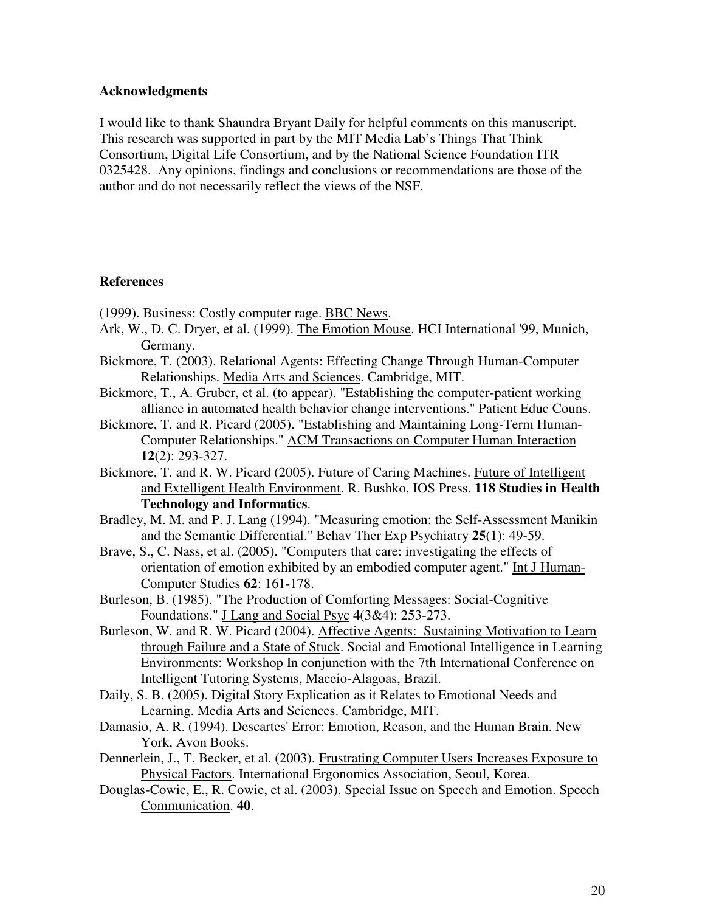## Acknowledgments

I would like to thank Shaundra Bryant Daily for helpful comments on this manuscript. This research was supported in part by the MIT Media Lab's Things That Think Consortium, Digital Life Consortium, and by the National Science Foundation ITR 0325428. Any opinions, findings and conclusions or recommendations are those of the author and do not necessarily reflect the views of the NSF.

## References

(1999). Business: Costly computer rage. BBC News.

Ark, W., D. C. Dryer, et al. (1999). The Emotion Mouse. HCI International '99, Munich, Germany.

Bickmore, T. (2003). Relational Agents: Effecting Change Through Human-Computer Relationships. Media Arts and Sciences. Cambridge, MIT.

Bickmore, T., A. Gruber, et al. (to appear). "Establishing the computer-patient working alliance in automated health behavior change interventions." Patient Educ Couns.

Bickmore, T. and R. Picard (2005). "Establishing and Maintaining Long-Term Human-Computer Relationships." ACM Transactions on Computer Human Interaction **12**(2): 293-327.

Bickmore, T. and R. W. Picard (2005). Future of Caring Machines. Future of Intelligent and Extelligent Health Environment. R. Bushko, IOS Press. **118 Studies in Health Technology and Informatics**.

Bradley, M. M. and P. J. Lang (1994). "Measuring emotion: the Self-Assessment Manikin and the Semantic Differential." Behav Ther Exp Psychiatry **25**(1): 49-59.

Brave, S., C. Nass, et al. (2005). "Computers that care: investigating the effects of orientation of emotion exhibited by an embodied computer agent." Int J Human-Computer Studies **62**: 161-178.

Burleson, B. (1985). "The Production of Comforting Messages: Social-Cognitive Foundations." J Lang and Social Psyc **4**(3&4): 253-273.

Burleson, W. and R. W. Picard (2004). Affective Agents: Sustaining Motivation to Learn through Failure and a State of Stuck. Social and Emotional Intelligence in Learning Environments: Workshop In conjunction with the 7th International Conference on Intelligent Tutoring Systems, Maceio-Alagoas, Brazil.

Daily, S. B. (2005). Digital Story Explication as it Relates to Emotional Needs and Learning. Media Arts and Sciences. Cambridge, MIT.

Damasio, A. R. (1994). Descartes' Error: Emotion, Reason, and the Human Brain. New York, Avon Books.

Dennerlein, J., T. Becker, et al. (2003). Frustrating Computer Users Increases Exposure to Physical Factors. International Ergonomics Association, Seoul, Korea.

Douglas-Cowie, E., R. Cowie, et al. (2003). Special Issue on Speech and Emotion. Speech Communication. **40**.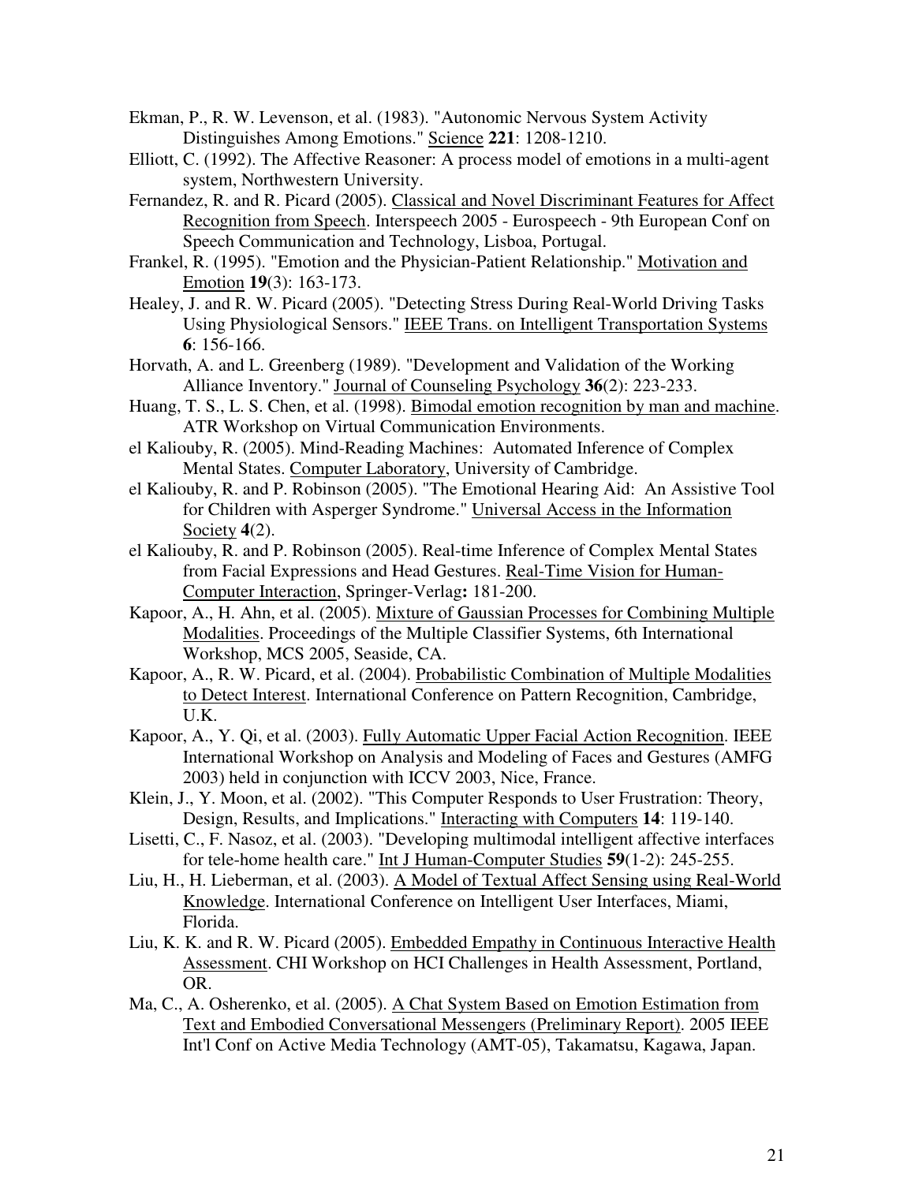Ekman, P., R. W. Levenson, et al. (1983). "Autonomic Nervous System Activity Distinguishes Among Emotions." Science **221**: 1208-1210.

Elliott, C. (1992). The Affective Reasoner: A process model of emotions in a multi-agent system, Northwestern University.

Fernandez, R. and R. Picard (2005). Classical and Novel Discriminant Features for Affect Recognition from Speech. Interspeech 2005 - Eurospeech - 9th European Conf on Speech Communication and Technology, Lisboa, Portugal.

Frankel, R. (1995). "Emotion and the Physician-Patient Relationship." Motivation and Emotion **19**(3): 163-173.

Healey, J. and R. W. Picard (2005). "Detecting Stress During Real-World Driving Tasks Using Physiological Sensors." IEEE Trans. on Intelligent Transportation Systems **6**: 156-166.

Horvath, A. and L. Greenberg (1989). "Development and Validation of the Working Alliance Inventory." Journal of Counseling Psychology **36**(2): 223-233.

Huang, T. S., L. S. Chen, et al. (1998). Bimodal emotion recognition by man and machine. ATR Workshop on Virtual Communication Environments.

el Kaliouby, R. (2005). Mind-Reading Machines: Automated Inference of Complex Mental States. Computer Laboratory, University of Cambridge.

el Kaliouby, R. and P. Robinson (2005). "The Emotional Hearing Aid: An Assistive Tool for Children with Asperger Syndrome." Universal Access in the Information Society **4**(2).

el Kaliouby, R. and P. Robinson (2005). Real-time Inference of Complex Mental States from Facial Expressions and Head Gestures. Real-Time Vision for Human-Computer Interaction, Springer-Verlag**:** 181-200.

Kapoor, A., H. Ahn, et al. (2005). Mixture of Gaussian Processes for Combining Multiple Modalities. Proceedings of the Multiple Classifier Systems, 6th International Workshop, MCS 2005, Seaside, CA.

Kapoor, A., R. W. Picard, et al. (2004). Probabilistic Combination of Multiple Modalities to Detect Interest. International Conference on Pattern Recognition, Cambridge, U.K.

Kapoor, A., Y. Qi, et al. (2003). Fully Automatic Upper Facial Action Recognition. IEEE International Workshop on Analysis and Modeling of Faces and Gestures (AMFG 2003) held in conjunction with ICCV 2003, Nice, France.

Klein, J., Y. Moon, et al. (2002). "This Computer Responds to User Frustration: Theory, Design, Results, and Implications." Interacting with Computers **14**: 119-140.

Lisetti, C., F. Nasoz, et al. (2003). "Developing multimodal intelligent affective interfaces for tele-home health care." Int J Human-Computer Studies **59**(1-2): 245-255.

Liu, H., H. Lieberman, et al. (2003). A Model of Textual Affect Sensing using Real-World Knowledge. International Conference on Intelligent User Interfaces, Miami, Florida.

Liu, K. K. and R. W. Picard (2005). Embedded Empathy in Continuous Interactive Health Assessment. CHI Workshop on HCI Challenges in Health Assessment, Portland, OR.

Ma, C., A. Osherenko, et al. (2005). A Chat System Based on Emotion Estimation from Text and Embodied Conversational Messengers (Preliminary Report). 2005 IEEE Int'l Conf on Active Media Technology (AMT-05), Takamatsu, Kagawa, Japan.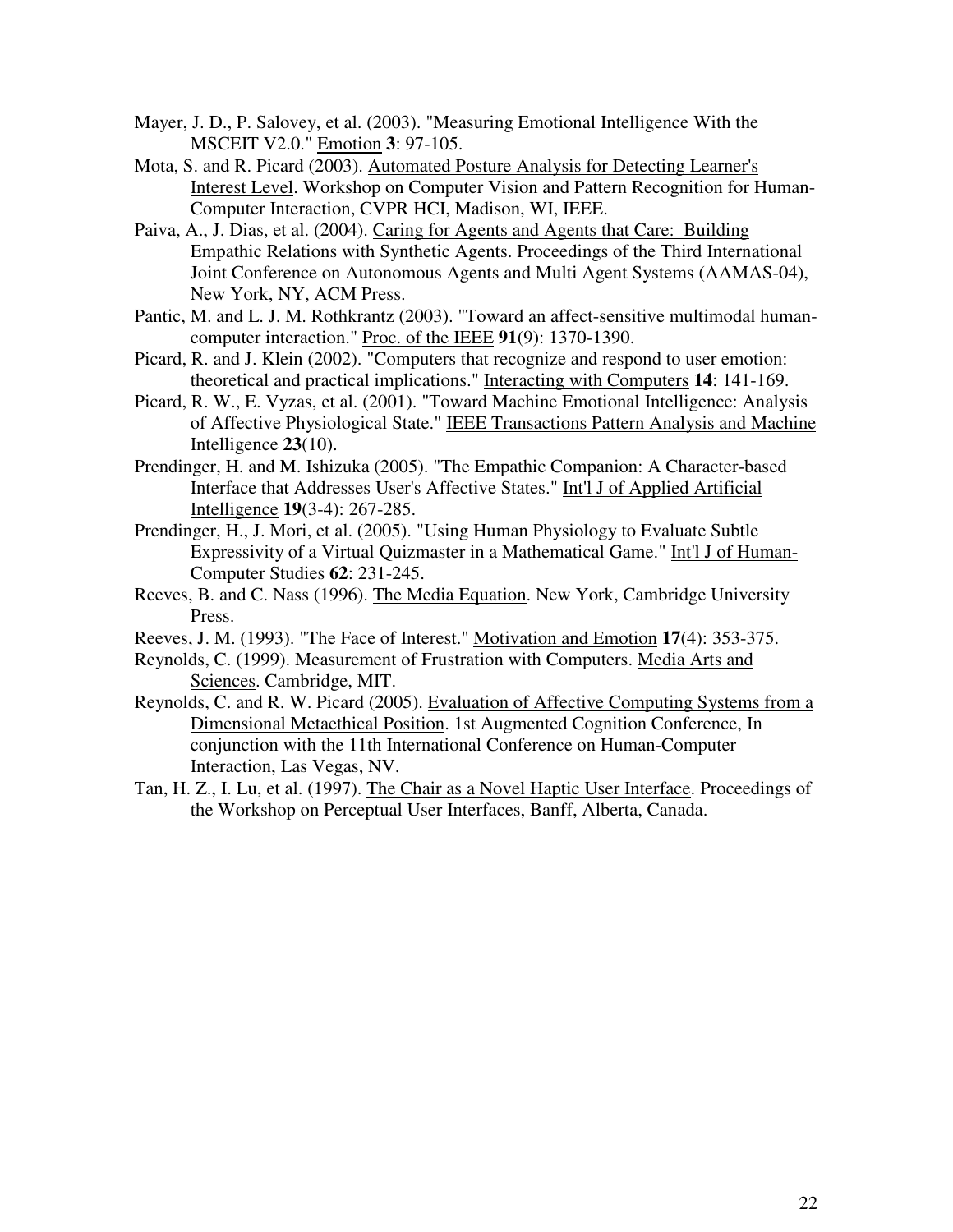Mayer, J. D., P. Salovey, et al. (2003). "Measuring Emotional Intelligence With the MSCEIT V2.0." Emotion **3**: 97-105.

Mota, S. and R. Picard (2003). Automated Posture Analysis for Detecting Learner's Interest Level. Workshop on Computer Vision and Pattern Recognition for Human-Computer Interaction, CVPR HCI, Madison, WI, IEEE.

Paiva, A., J. Dias, et al. (2004). Caring for Agents and Agents that Care: Building Empathic Relations with Synthetic Agents. Proceedings of the Third International Joint Conference on Autonomous Agents and Multi Agent Systems (AAMAS-04), New York, NY, ACM Press.

Pantic, M. and L. J. M. Rothkrantz (2003). "Toward an affect-sensitive multimodal human-computer interaction." Proc. of the IEEE **91**(9): 1370-1390.

Picard, R. and J. Klein (2002). "Computers that recognize and respond to user emotion: theoretical and practical implications." Interacting with Computers **14**: 141-169.

Picard, R. W., E. Vyzas, et al. (2001). "Toward Machine Emotional Intelligence: Analysis of Affective Physiological State." IEEE Transactions Pattern Analysis and Machine Intelligence **23**(10).

Prendinger, H. and M. Ishizuka (2005). "The Empathic Companion: A Character-based Interface that Addresses User's Affective States." Int'l J of Applied Artificial Intelligence **19**(3-4): 267-285.

Prendinger, H., J. Mori, et al. (2005). "Using Human Physiology to Evaluate Subtle Expressivity of a Virtual Quizmaster in a Mathematical Game." Int'l J of Human-Computer Studies **62**: 231-245.

Reeves, B. and C. Nass (1996). The Media Equation. New York, Cambridge University Press.

Reeves, J. M. (1993). "The Face of Interest." Motivation and Emotion **17**(4): 353-375.

Reynolds, C. (1999). Measurement of Frustration with Computers. Media Arts and Sciences. Cambridge, MIT.

Reynolds, C. and R. W. Picard (2005). Evaluation of Affective Computing Systems from a Dimensional Metaethical Position. 1st Augmented Cognition Conference, In conjunction with the 11th International Conference on Human-Computer Interaction, Las Vegas, NV.

Tan, H. Z., I. Lu, et al. (1997). The Chair as a Novel Haptic User Interface. Proceedings of the Workshop on Perceptual User Interfaces, Banff, Alberta, Canada.